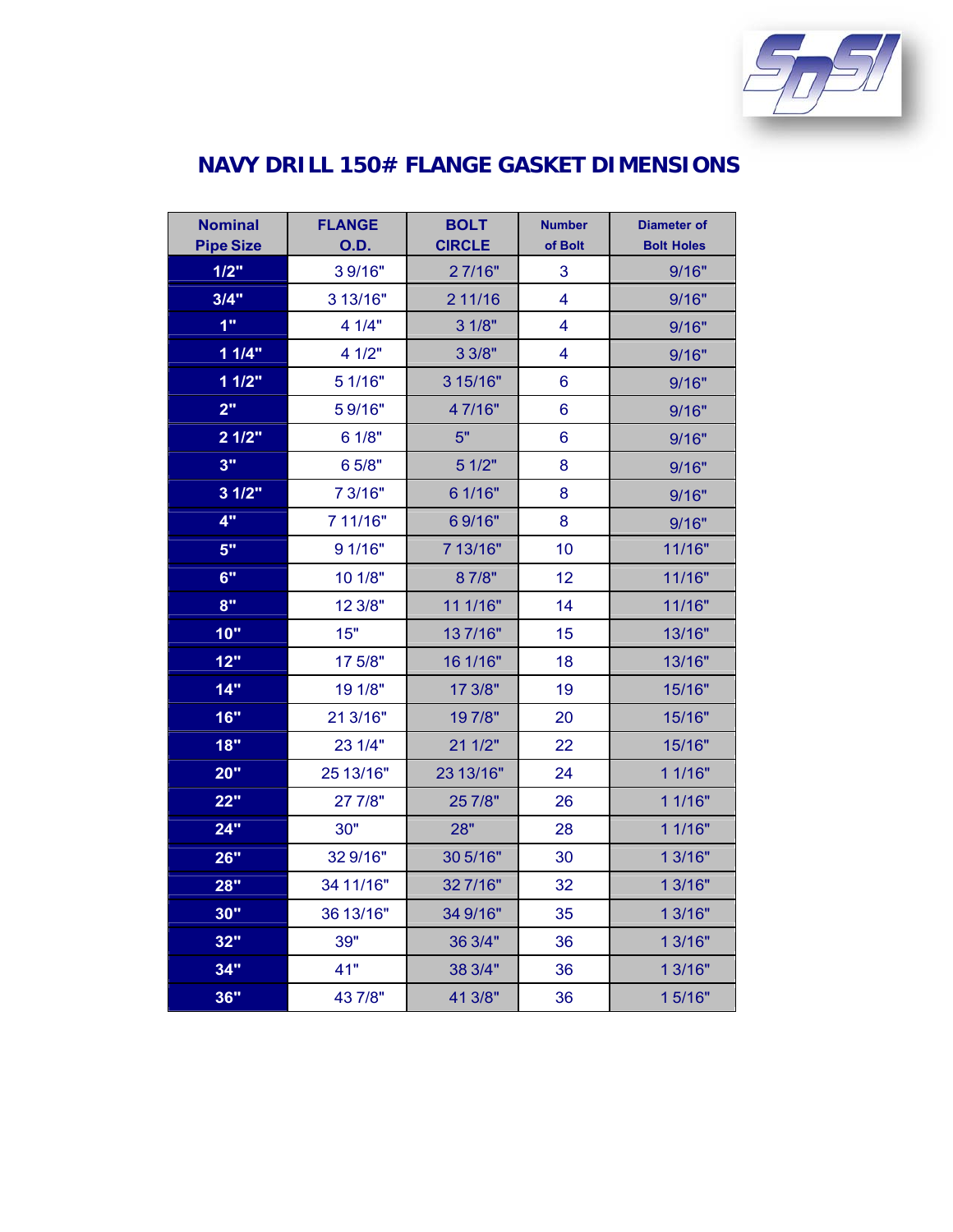# NAVY DRILL 150# FLANGE GASKET DIMENSIONS

| Nominal Pipe Size | FLANGE O.D. | BOLT CIRCLE | Number of Bolt | Diameter of Bolt Holes |
|---|---|---|---|---|
| 1/2" | 3 9/16" | 2 7/16" | 3 | 9/16" |
| 3/4" | 3 13/16" | 2 11/16 | 4 | 9/16" |
| 1" | 4 1/4" | 3 1/8" | 4 | 9/16" |
| 1 1/4" | 4 1/2" | 3 3/8" | 4 | 9/16" |
| 1 1/2" | 5 1/16" | 3 15/16" | 6 | 9/16" |
| 2" | 5 9/16" | 4 7/16" | 6 | 9/16" |
| 2 1/2" | 6 1/8" | 5" | 6 | 9/16" |
| 3" | 6 5/8" | 5 1/2" | 8 | 9/16" |
| 3 1/2" | 7 3/16" | 6 1/16" | 8 | 9/16" |
| 4" | 7 11/16" | 6 9/16" | 8 | 9/16" |
| 5" | 9 1/16" | 7 13/16" | 10 | 11/16" |
| 6" | 10 1/8" | 8 7/8" | 12 | 11/16" |
| 8" | 12 3/8" | 11 1/16" | 14 | 11/16" |
| 10" | 15" | 13 7/16" | 15 | 13/16" |
| 12" | 17 5/8" | 16 1/16" | 18 | 13/16" |
| 14" | 19 1/8" | 17 3/8" | 19 | 15/16" |
| 16" | 21 3/16" | 19 7/8" | 20 | 15/16" |
| 18" | 23 1/4" | 21 1/2" | 22 | 15/16" |
| 20" | 25 13/16" | 23 13/16" | 24 | 1 1/16" |
| 22" | 27 7/8" | 25 7/8" | 26 | 1 1/16" |
| 24" | 30" | 28" | 28 | 1 1/16" |
| 26" | 32 9/16" | 30 5/16" | 30 | 1 3/16" |
| 28" | 34 11/16" | 32 7/16" | 32 | 1 3/16" |
| 30" | 36 13/16" | 34 9/16" | 35 | 1 3/16" |
| 32" | 39" | 36 3/4" | 36 | 1 3/16" |
| 34" | 41" | 38 3/4" | 36 | 1 3/16" |
| 36" | 43 7/8" | 41 3/8" | 36 | 1 5/16" |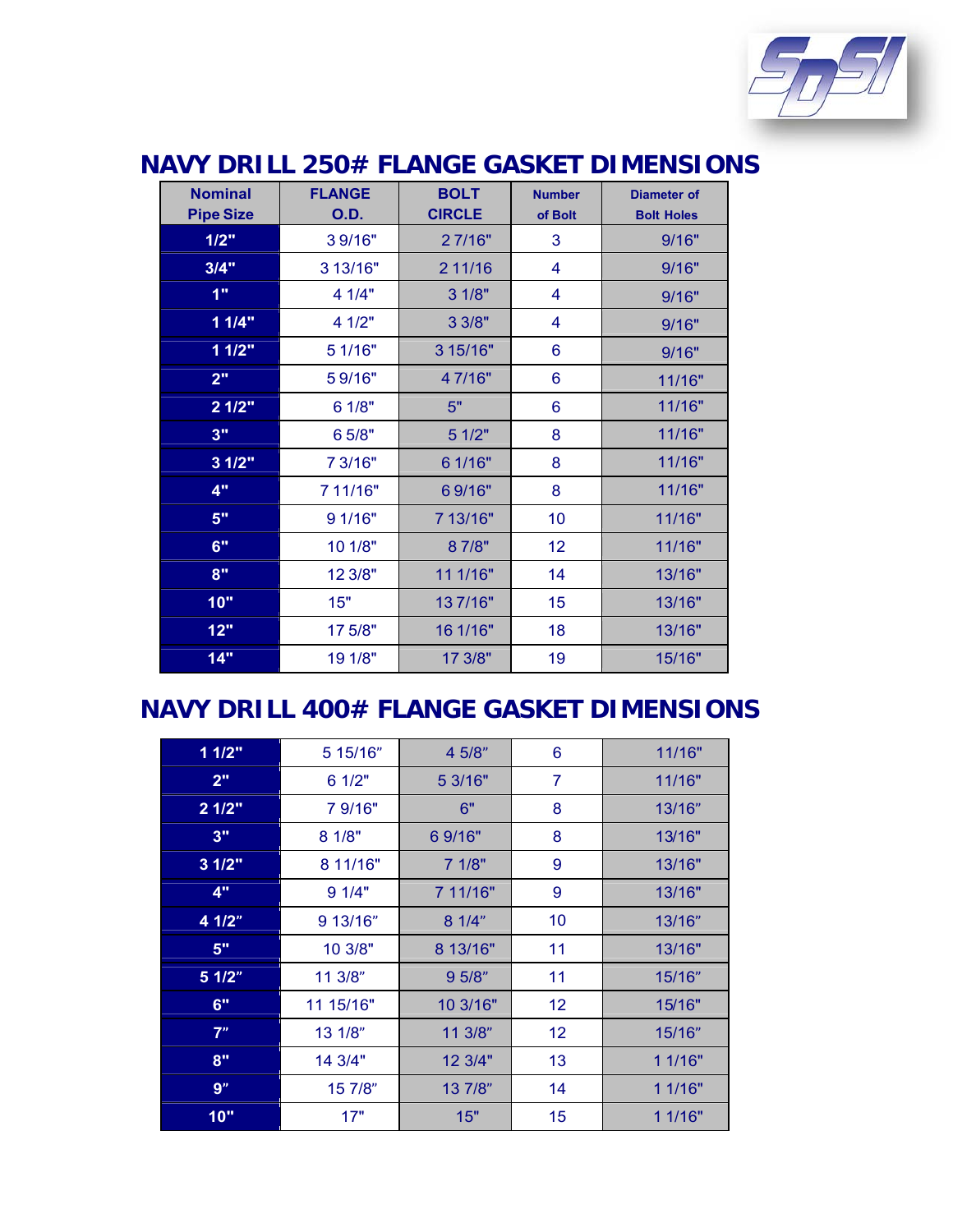## NAVY DRILL 250# FLANGE GASKET DIMENSIONS

| Nominal Pipe Size | FLANGE O.D. | BOLT CIRCLE | Number of Bolt | Diameter of Bolt Holes |
|---|---|---|---|---|
| 1/2" | 3 9/16" | 2 7/16" | 3 | 9/16" |
| 3/4" | 3 13/16" | 2 11/16 | 4 | 9/16" |
| 1" | 4 1/4" | 3 1/8" | 4 | 9/16" |
| 1 1/4" | 4 1/2" | 3 3/8" | 4 | 9/16" |
| 1 1/2" | 5 1/16" | 3 15/16" | 6 | 9/16" |
| 2" | 5 9/16" | 4 7/16" | 6 | 11/16" |
| 2 1/2" | 6 1/8" | 5" | 6 | 11/16" |
| 3" | 6 5/8" | 5 1/2" | 8 | 11/16" |
| 3 1/2" | 7 3/16" | 6 1/16" | 8 | 11/16" |
| 4" | 7 11/16" | 6 9/16" | 8 | 11/16" |
| 5" | 9 1/16" | 7 13/16" | 10 | 11/16" |
| 6" | 10 1/8" | 8 7/8" | 12 | 11/16" |
| 8" | 12 3/8" | 11 1/16" | 14 | 13/16" |
| 10" | 15" | 13 7/16" | 15 | 13/16" |
| 12" | 17 5/8" | 16 1/16" | 18 | 13/16" |
| 14" | 19 1/8" | 17 3/8" | 19 | 15/16" |

## NAVY DRILL 400# FLANGE GASKET DIMENSIONS

| | | | | |
|---|---|---|---|---|
| 1 1/2" | 5 15/16" | 4 5/8" | 6 | 11/16" |
| 2" | 6 1/2" | 5 3/16" | 7 | 11/16" |
| 2 1/2" | 7 9/16" | 6" | 8 | 13/16" |
| 3" | 8 1/8" | 6 9/16" | 8 | 13/16" |
| 3 1/2" | 8 11/16" | 7 1/8" | 9 | 13/16" |
| 4" | 9 1/4" | 7 11/16" | 9 | 13/16" |
| 4 1/2" | 9 13/16" | 8 1/4" | 10 | 13/16" |
| 5" | 10 3/8" | 8 13/16" | 11 | 13/16" |
| 5 1/2" | 11 3/8" | 9 5/8" | 11 | 15/16" |
| 6" | 11 15/16" | 10 3/16" | 12 | 15/16" |
| 7" | 13 1/8" | 11 3/8" | 12 | 15/16" |
| 8" | 14 3/4" | 12 3/4" | 13 | 1 1/16" |
| 9" | 15 7/8" | 13 7/8" | 14 | 1 1/16" |
| 10" | 17" | 15" | 15 | 1 1/16" |